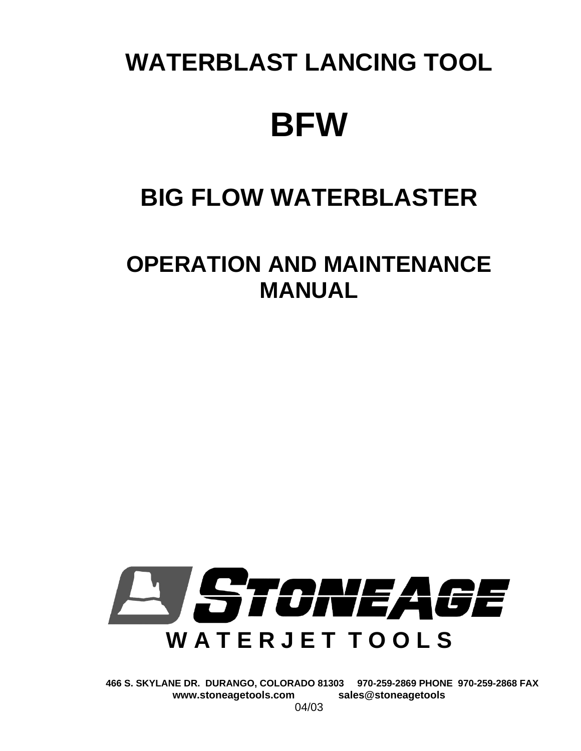# WATERBLAST LANCING TOOL

# BFW

## BIG FLOW WATERBLASTER

## OPERATION AND MAINTENANCE MANUAL

**STONEAGE**

**WATERJET TOOLS**

**466 S. SKYLANE DR. DURANGO, COLORADO 81303 970-259-2869 PHONE 970-259-2868 FAX**
**www.stoneagetools.com sales@stoneagetools**

04/03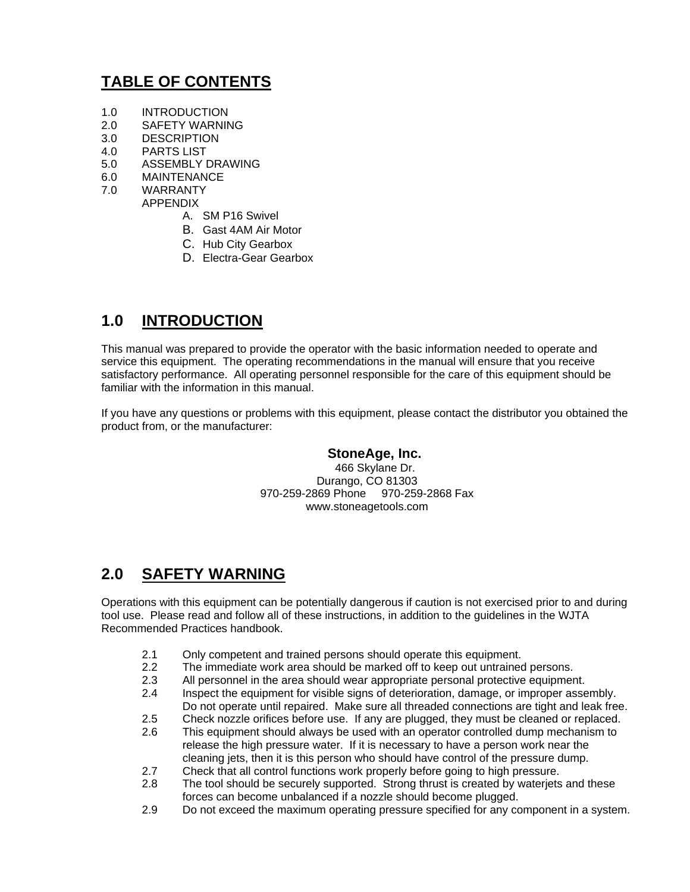# TABLE OF CONTENTS

1.0 INTRODUCTION
2.0 SAFETY WARNING
3.0 DESCRIPTION
4.0 PARTS LIST
5.0 ASSEMBLY DRAWING
6.0 MAINTENANCE
7.0 WARRANTY
APPENDIX
  - A. SM P16 Swivel
  - B. Gast 4AM Air Motor
  - C. Hub City Gearbox
  - D. Electra-Gear Gearbox

## 1.0 INTRODUCTION

This manual was prepared to provide the operator with the basic information needed to operate and service this equipment. The operating recommendations in the manual will ensure that you receive satisfactory performance. All operating personnel responsible for the care of this equipment should be familiar with the information in this manual.

If you have any questions or problems with this equipment, please contact the distributor you obtained the product from, or the manufacturer:

**StoneAge, Inc.**
466 Skylane Dr.
Durango, CO 81303
970-259-2869 Phone 970-259-2868 Fax
www.stoneagetools.com

## 2.0 SAFETY WARNING

Operations with this equipment can be potentially dangerous if caution is not exercised prior to and during tool use. Please read and follow all of these instructions, in addition to the guidelines in the WJTA Recommended Practices handbook.

2.1 Only competent and trained persons should operate this equipment.
2.2 The immediate work area should be marked off to keep out untrained persons.
2.3 All personnel in the area should wear appropriate personal protective equipment.
2.4 Inspect the equipment for visible signs of deterioration, damage, or improper assembly. Do not operate until repaired. Make sure all threaded connections are tight and leak free.
2.5 Check nozzle orifices before use. If any are plugged, they must be cleaned or replaced.
2.6 This equipment should always be used with an operator controlled dump mechanism to release the high pressure water. If it is necessary to have a person work near the cleaning jets, then it is this person who should have control of the pressure dump.
2.7 Check that all control functions work properly before going to high pressure.
2.8 The tool should be securely supported. Strong thrust is created by waterjets and these forces can become unbalanced if a nozzle should become plugged.
2.9 Do not exceed the maximum operating pressure specified for any component in a system.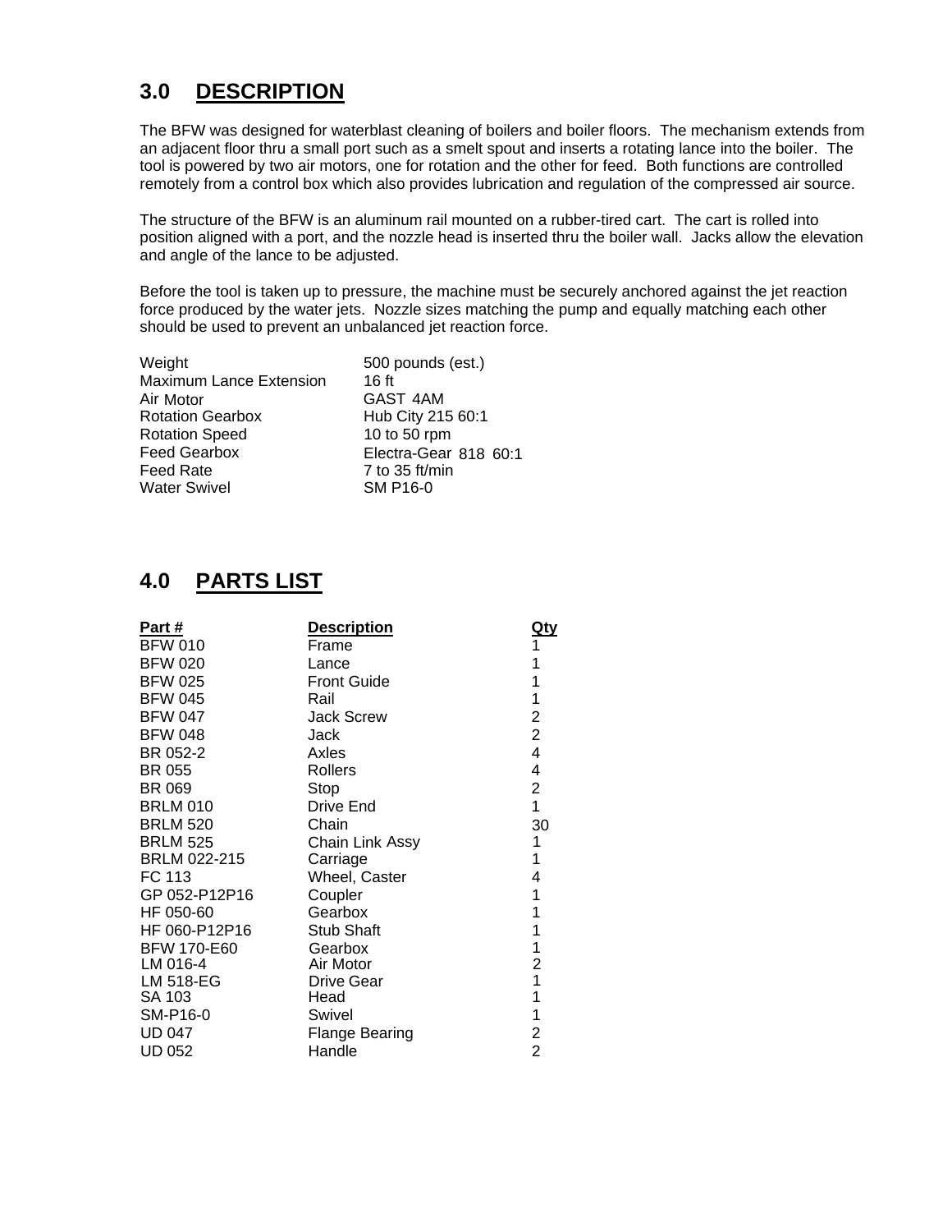## 3.0 DESCRIPTION

The BFW was designed for waterblast cleaning of boilers and boiler floors. The mechanism extends from an adjacent floor thru a small port such as a smelt spout and inserts a rotating lance into the boiler. The tool is powered by two air motors, one for rotation and the other for feed. Both functions are controlled remotely from a control box which also provides lubrication and regulation of the compressed air source.

The structure of the BFW is an aluminum rail mounted on a rubber-tired cart. The cart is rolled into position aligned with a port, and the nozzle head is inserted thru the boiler wall. Jacks allow the elevation and angle of the lance to be adjusted.

Before the tool is taken up to pressure, the machine must be securely anchored against the jet reaction force produced by the water jets. Nozzle sizes matching the pump and equally matching each other should be used to prevent an unbalanced jet reaction force.

| | |
|---|---|
| Weight | 500 pounds (est.) |
| Maximum Lance Extension | 16 ft |
| Air Motor | GAST 4AM |
| Rotation Gearbox | Hub City 215 60:1 |
| Rotation Speed | 10 to 50 rpm |
| Feed Gearbox | Electra-Gear 818 60:1 |
| Feed Rate | 7 to 35 ft/min |
| Water Swivel | SM P16-0 |

## 4.0 PARTS LIST

| Part # | Description | Qty |
|---|---|---|
| BFW 010 | Frame | 1 |
| BFW 020 | Lance | 1 |
| BFW 025 | Front Guide | 1 |
| BFW 045 | Rail | 1 |
| BFW 047 | Jack Screw | 2 |
| BFW 048 | Jack | 2 |
| BR 052-2 | Axles | 4 |
| BR 055 | Rollers | 4 |
| BR 069 | Stop | 2 |
| BRLM 010 | Drive End | 1 |
| BRLM 520 | Chain | 30 |
| BRLM 525 | Chain Link Assy | 1 |
| BRLM 022-215 | Carriage | 1 |
| FC 113 | Wheel, Caster | 4 |
| GP 052-P12P16 | Coupler | 1 |
| HF 050-60 | Gearbox | 1 |
| HF 060-P12P16 | Stub Shaft | 1 |
| BFW 170-E60 | Gearbox | 1 |
| LM 016-4 | Air Motor | 2 |
| LM 518-EG | Drive Gear | 1 |
| SA 103 | Head | 1 |
| SM-P16-0 | Swivel | 1 |
| UD 047 | Flange Bearing | 2 |
| UD 052 | Handle | 2 |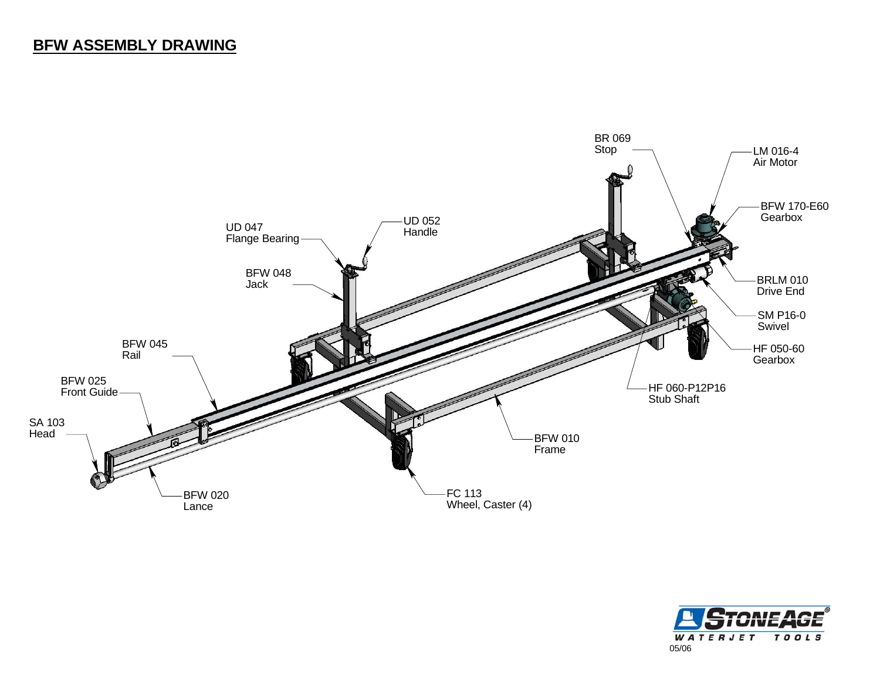## BFW ASSEMBLY DRAWING

BR 069
Stop

LM 016-4
Air Motor

BFW 170-E60
Gearbox

UD 047
Flange Bearing

UD 052
Handle

BFW 048
Jack

BRLM 010
Drive End

SM P16-0
Swivel

HF 050-60
Gearbox

BFW 045
Rail

BFW 025
Front Guide

HF 060-P12P16
Stub Shaft

SA 103
Head

BFW 010
Frame

BFW 020
Lance

FC 113
Wheel, Caster (4)

05/06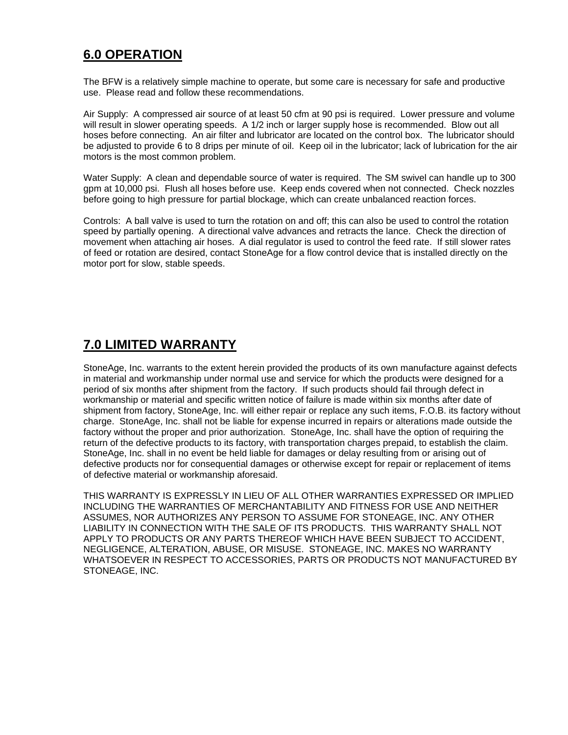## 6.0 OPERATION

The BFW is a relatively simple machine to operate, but some care is necessary for safe and productive use. Please read and follow these recommendations.

Air Supply: A compressed air source of at least 50 cfm at 90 psi is required. Lower pressure and volume will result in slower operating speeds. A 1/2 inch or larger supply hose is recommended. Blow out all hoses before connecting. An air filter and lubricator are located on the control box. The lubricator should be adjusted to provide 6 to 8 drips per minute of oil. Keep oil in the lubricator; lack of lubrication for the air motors is the most common problem.

Water Supply: A clean and dependable source of water is required. The SM swivel can handle up to 300 gpm at 10,000 psi. Flush all hoses before use. Keep ends covered when not connected. Check nozzles before going to high pressure for partial blockage, which can create unbalanced reaction forces.

Controls: A ball valve is used to turn the rotation on and off; this can also be used to control the rotation speed by partially opening. A directional valve advances and retracts the lance. Check the direction of movement when attaching air hoses. A dial regulator is used to control the feed rate. If still slower rates of feed or rotation are desired, contact StoneAge for a flow control device that is installed directly on the motor port for slow, stable speeds.

## 7.0 LIMITED WARRANTY

StoneAge, Inc. warrants to the extent herein provided the products of its own manufacture against defects in material and workmanship under normal use and service for which the products were designed for a period of six months after shipment from the factory. If such products should fail through defect in workmanship or material and specific written notice of failure is made within six months after date of shipment from factory, StoneAge, Inc. will either repair or replace any such items, F.O.B. its factory without charge. StoneAge, Inc. shall not be liable for expense incurred in repairs or alterations made outside the factory without the proper and prior authorization. StoneAge, Inc. shall have the option of requiring the return of the defective products to its factory, with transportation charges prepaid, to establish the claim. StoneAge, Inc. shall in no event be held liable for damages or delay resulting from or arising out of defective products nor for consequential damages or otherwise except for repair or replacement of items of defective material or workmanship aforesaid.

THIS WARRANTY IS EXPRESSLY IN LIEU OF ALL OTHER WARRANTIES EXPRESSED OR IMPLIED INCLUDING THE WARRANTIES OF MERCHANTABILITY AND FITNESS FOR USE AND NEITHER ASSUMES, NOR AUTHORIZES ANY PERSON TO ASSUME FOR STONEAGE, INC. ANY OTHER LIABILITY IN CONNECTION WITH THE SALE OF ITS PRODUCTS. THIS WARRANTY SHALL NOT APPLY TO PRODUCTS OR ANY PARTS THEREOF WHICH HAVE BEEN SUBJECT TO ACCIDENT, NEGLIGENCE, ALTERATION, ABUSE, OR MISUSE. STONEAGE, INC. MAKES NO WARRANTY WHATSOEVER IN RESPECT TO ACCESSORIES, PARTS OR PRODUCTS NOT MANUFACTURED BY STONEAGE, INC.